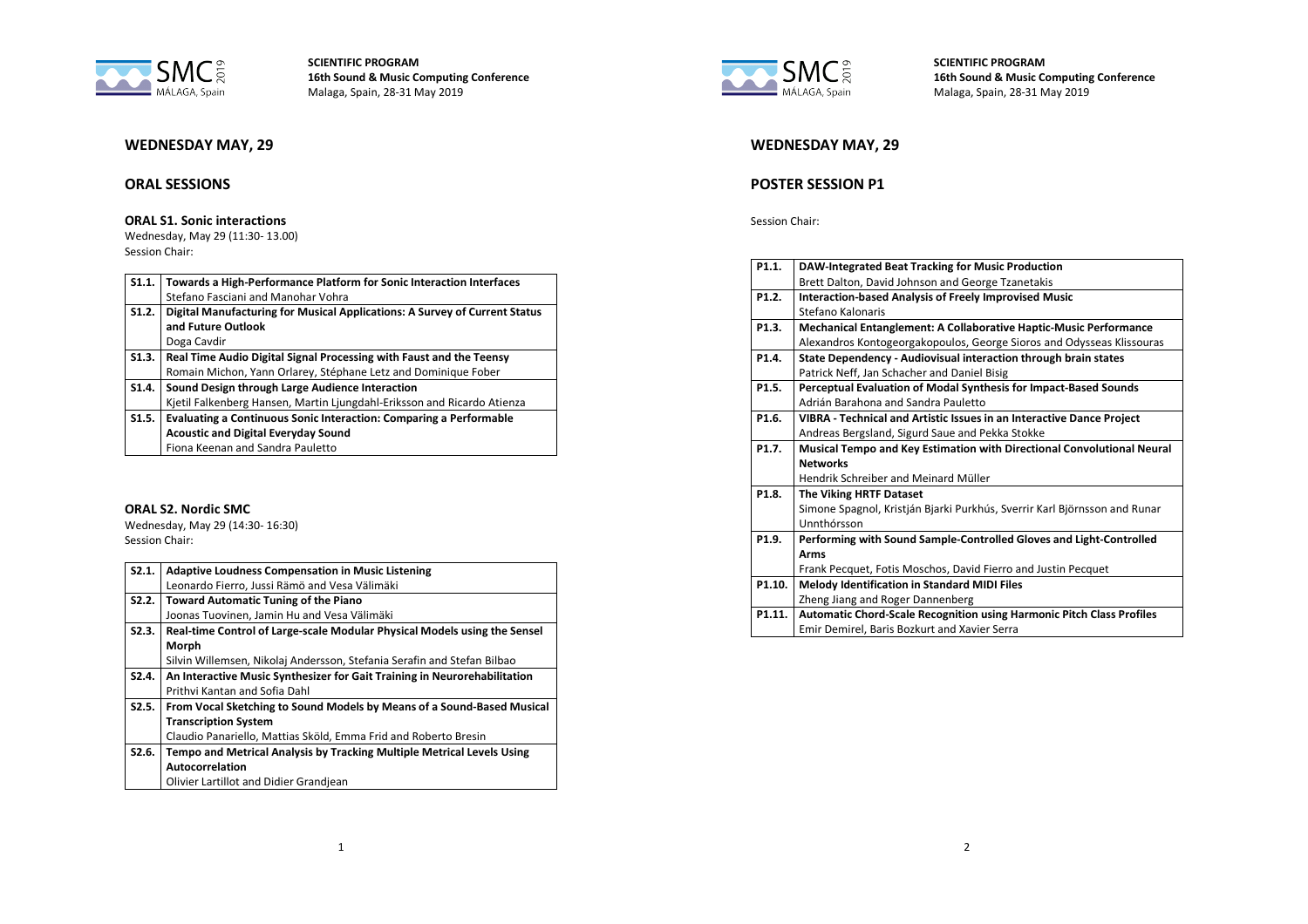## WEDNESDAY MAY, 29

## ORAL SESSIONS

### ORAL S1. Sonic interactions

Wednesday, May 29 (11:30- 13.00)
Session Chair:

| | |
|---|---|
| **S1.1.** | **Towards a High-Performance Platform for Sonic Interaction Interfaces**<br>Stefano Fasciani and Manohar Vohra |
| **S1.2.** | **Digital Manufacturing for Musical Applications: A Survey of Current Status and Future Outlook**<br>Doga Cavdir |
| **S1.3.** | **Real Time Audio Digital Signal Processing with Faust and the Teensy**<br>Romain Michon, Yann Orlarey, Stéphane Letz and Dominique Fober |
| **S1.4.** | **Sound Design through Large Audience Interaction**<br>Kjetil Falkenberg Hansen, Martin Ljungdahl-Eriksson and Ricardo Atienza |
| **S1.5.** | **Evaluating a Continuous Sonic Interaction: Comparing a Performable Acoustic and Digital Everyday Sound**<br>Fiona Keenan and Sandra Pauletto |

### ORAL S2. Nordic SMC

Wednesday, May 29 (14:30- 16:30)
Session Chair:

| | |
|---|---|
| **S2.1.** | **Adaptive Loudness Compensation in Music Listening**<br>Leonardo Fierro, Jussi Rämö and Vesa Välimäki |
| **S2.2.** | **Toward Automatic Tuning of the Piano**<br>Joonas Tuovinen, Jamin Hu and Vesa Välimäki |
| **S2.3.** | **Real-time Control of Large-scale Modular Physical Models using the Sensel Morph**<br>Silvin Willemsen, Nikolaj Andersson, Stefania Serafin and Stefan Bilbao |
| **S2.4.** | **An Interactive Music Synthesizer for Gait Training in Neurorehabilitation**<br>Prithvi Kantan and Sofia Dahl |
| **S2.5.** | **From Vocal Sketching to Sound Models by Means of a Sound-Based Musical Transcription System**<br>Claudio Panariello, Mattias Sköld, Emma Frid and Roberto Bresin |
| **S2.6.** | **Tempo and Metrical Analysis by Tracking Multiple Metrical Levels Using Autocorrelation**<br>Olivier Lartillot and Didier Grandjean |

## WEDNESDAY MAY, 29

## POSTER SESSION P1

Session Chair:

| | |
|---|---|
| **P1.1.** | **DAW-Integrated Beat Tracking for Music Production**<br>Brett Dalton, David Johnson and George Tzanetakis |
| **P1.2.** | **Interaction-based Analysis of Freely Improvised Music**<br>Stefano Kalonaris |
| **P1.3.** | **Mechanical Entanglement: A Collaborative Haptic-Music Performance**<br>Alexandros Kontogeorgakopoulos, George Sioros and Odysseas Klissouras |
| **P1.4.** | **State Dependency - Audiovisual interaction through brain states**<br>Patrick Neff, Jan Schacher and Daniel Bisig |
| **P1.5.** | **Perceptual Evaluation of Modal Synthesis for Impact-Based Sounds**<br>Adrián Barahona and Sandra Pauletto |
| **P1.6.** | **VIBRA - Technical and Artistic Issues in an Interactive Dance Project**<br>Andreas Bergsland, Sigurd Saue and Pekka Stokke |
| **P1.7.** | **Musical Tempo and Key Estimation with Directional Convolutional Neural Networks**<br>Hendrik Schreiber and Meinard Müller |
| **P1.8.** | **The Viking HRTF Dataset**<br>Simone Spagnol, Kristján Bjarki Purkhús, Sverrir Karl Björnsson and Runar Unnthórsson |
| **P1.9.** | **Performing with Sound Sample-Controlled Gloves and Light-Controlled Arms**<br>Frank Pecquet, Fotis Moschos, David Fierro and Justin Pecquet |
| **P1.10.** | **Melody Identification in Standard MIDI Files**<br>Zheng Jiang and Roger Dannenberg |
| **P1.11.** | **Automatic Chord-Scale Recognition using Harmonic Pitch Class Profiles**<br>Emir Demirel, Baris Bozkurt and Xavier Serra |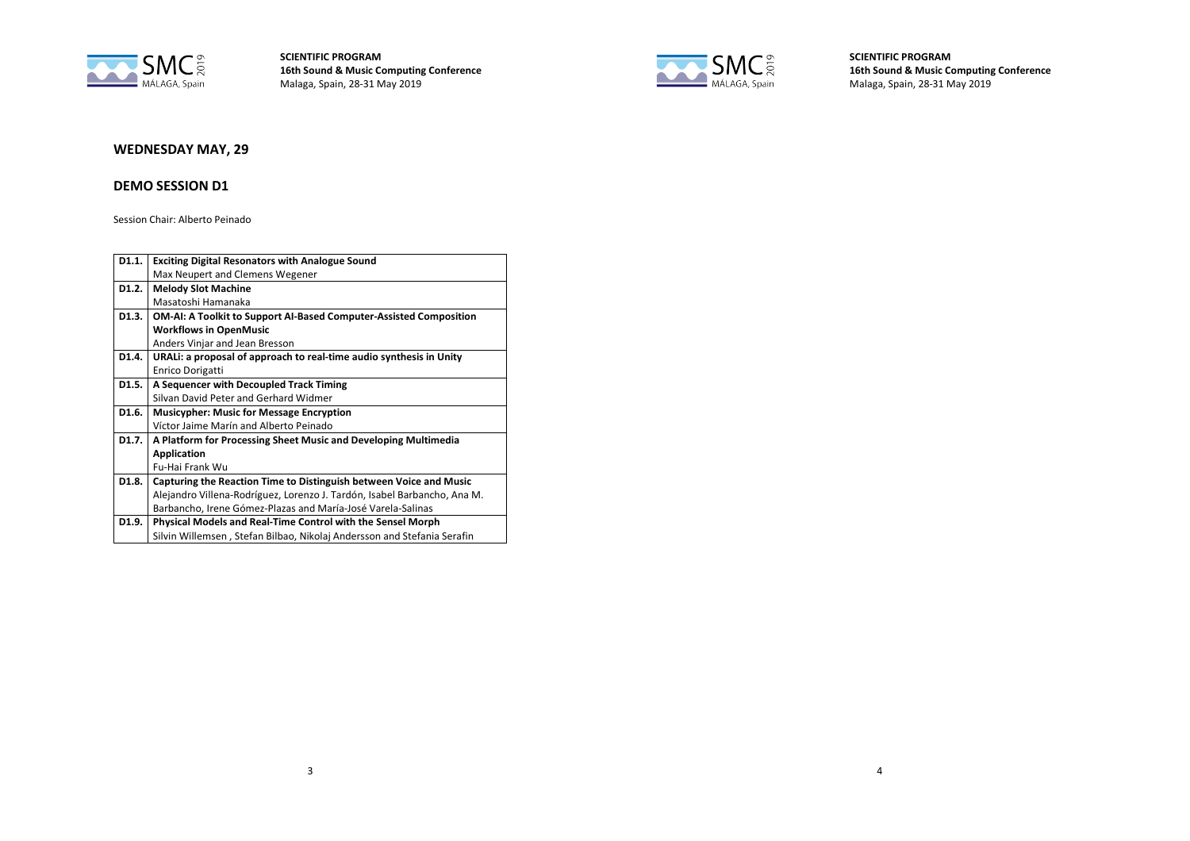## WEDNESDAY MAY, 29

## DEMO SESSION D1

Session Chair: Alberto Peinado

| | |
|---|---|
| **D1.1.** | **Exciting Digital Resonators with Analogue Sound**<br>Max Neupert and Clemens Wegener |
| **D1.2.** | **Melody Slot Machine**<br>Masatoshi Hamanaka |
| **D1.3.** | **OM-AI: A Toolkit to Support AI-Based Computer-Assisted Composition Workflows in OpenMusic**<br>Anders Vinjar and Jean Bresson |
| **D1.4.** | **URALi: a proposal of approach to real-time audio synthesis in Unity**<br>Enrico Dorigatti |
| **D1.5.** | **A Sequencer with Decoupled Track Timing**<br>Silvan David Peter and Gerhard Widmer |
| **D1.6.** | **Musicypher: Music for Message Encryption**<br>Víctor Jaime Marín and Alberto Peinado |
| **D1.7.** | **A Platform for Processing Sheet Music and Developing Multimedia Application**<br>Fu-Hai Frank Wu |
| **D1.8.** | **Capturing the Reaction Time to Distinguish between Voice and Music**<br>Alejandro Villena-Rodríguez, Lorenzo J. Tardón, Isabel Barbancho, Ana M. Barbancho, Irene Gómez-Plazas and María-José Varela-Salinas |
| **D1.9.** | **Physical Models and Real-Time Control with the Sensel Morph**<br>Silvin Willemsen , Stefan Bilbao, Nikolaj Andersson and Stefania Serafin |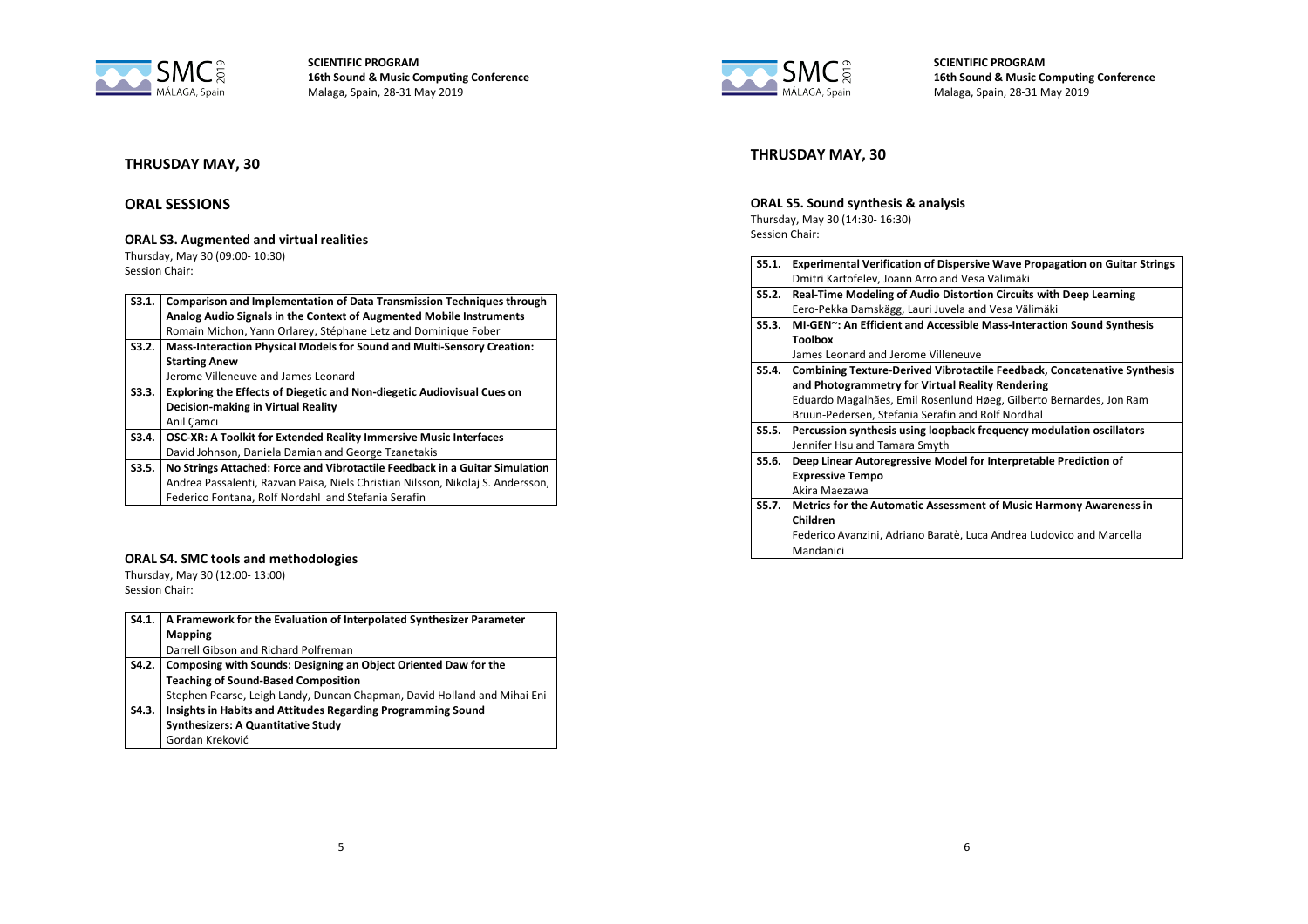## THRUSDAY MAY, 30

## ORAL SESSIONS

### ORAL S3. Augmented and virtual realities

Thursday, May 30 (09:00- 10:30)
Session Chair:

| | |
|---|---|
| **S3.1.** | **Comparison and Implementation of Data Transmission Techniques through Analog Audio Signals in the Context of Augmented Mobile Instruments**<br>Romain Michon, Yann Orlarey, Stéphane Letz and Dominique Fober |
| **S3.2.** | **Mass-Interaction Physical Models for Sound and Multi-Sensory Creation: Starting Anew**<br>Jerome Villeneuve and James Leonard |
| **S3.3.** | **Exploring the Effects of Diegetic and Non-diegetic Audiovisual Cues on Decision-making in Virtual Reality**<br>Anıl Çamcı |
| **S3.4.** | **OSC-XR: A Toolkit for Extended Reality Immersive Music Interfaces**<br>David Johnson, Daniela Damian and George Tzanetakis |
| **S3.5.** | **No Strings Attached: Force and Vibrotactile Feedback in a Guitar Simulation**<br>Andrea Passalenti, Razvan Paisa, Niels Christian Nilsson, Nikolaj S. Andersson, Federico Fontana, Rolf Nordahl and Stefania Serafin |

### ORAL S4. SMC tools and methodologies

Thursday, May 30 (12:00- 13:00)
Session Chair:

| | |
|---|---|
| **S4.1.** | **A Framework for the Evaluation of Interpolated Synthesizer Parameter Mapping**<br>Darrell Gibson and Richard Polfreman |
| **S4.2.** | **Composing with Sounds: Designing an Object Oriented Daw for the Teaching of Sound-Based Composition**<br>Stephen Pearse, Leigh Landy, Duncan Chapman, David Holland and Mihai Eni |
| **S4.3.** | **Insights in Habits and Attitudes Regarding Programming Sound Synthesizers: A Quantitative Study**<br>Gordan Kreković |

## THRUSDAY MAY, 30

### ORAL S5. Sound synthesis & analysis

Thursday, May 30 (14:30- 16:30)
Session Chair:

| | |
|---|---|
| **S5.1.** | **Experimental Verification of Dispersive Wave Propagation on Guitar Strings**<br>Dmitri Kartofelev, Joann Arro and Vesa Välimäki |
| **S5.2.** | **Real-Time Modeling of Audio Distortion Circuits with Deep Learning**<br>Eero-Pekka Damskägg, Lauri Juvela and Vesa Välimäki |
| **S5.3.** | **MI-GEN~: An Efficient and Accessible Mass-Interaction Sound Synthesis Toolbox**<br>James Leonard and Jerome Villeneuve |
| **S5.4.** | **Combining Texture-Derived Vibrotactile Feedback, Concatenative Synthesis and Photogrammetry for Virtual Reality Rendering**<br>Eduardo Magalhães, Emil Rosenlund Høeg, Gilberto Bernardes, Jon Ram Bruun-Pedersen, Stefania Serafin and Rolf Nordhal |
| **S5.5.** | **Percussion synthesis using loopback frequency modulation oscillators**<br>Jennifer Hsu and Tamara Smyth |
| **S5.6.** | **Deep Linear Autoregressive Model for Interpretable Prediction of Expressive Tempo**<br>Akira Maezawa |
| **S5.7.** | **Metrics for the Automatic Assessment of Music Harmony Awareness in Children**<br>Federico Avanzini, Adriano Baratè, Luca Andrea Ludovico and Marcella Mandanici |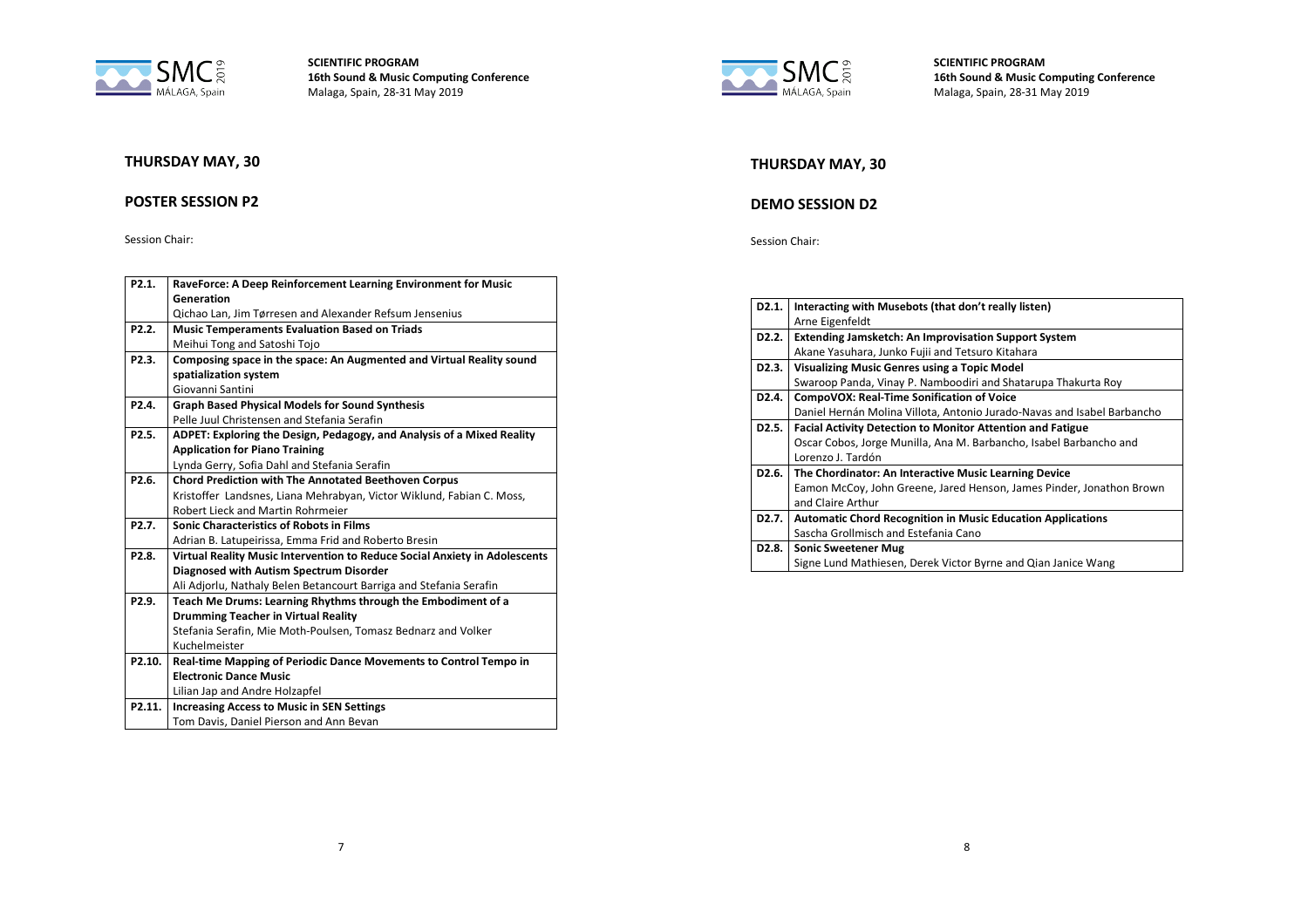## THURSDAY MAY, 30

## POSTER SESSION P2

Session Chair:

| | |
|---|---|
| **P2.1.** | **RaveForce: A Deep Reinforcement Learning Environment for Music Generation**<br>Qichao Lan, Jim Tørresen and Alexander Refsum Jensenius |
| **P2.2.** | **Music Temperaments Evaluation Based on Triads**<br>Meihui Tong and Satoshi Tojo |
| **P2.3.** | **Composing space in the space: An Augmented and Virtual Reality sound spatialization system**<br>Giovanni Santini |
| **P2.4.** | **Graph Based Physical Models for Sound Synthesis**<br>Pelle Juul Christensen and Stefania Serafin |
| **P2.5.** | **ADPET: Exploring the Design, Pedagogy, and Analysis of a Mixed Reality Application for Piano Training**<br>Lynda Gerry, Sofia Dahl and Stefania Serafin |
| **P2.6.** | **Chord Prediction with The Annotated Beethoven Corpus**<br>Kristoffer Landsnes, Liana Mehrabyan, Victor Wiklund, Fabian C. Moss, Robert Lieck and Martin Rohrmeier |
| **P2.7.** | **Sonic Characteristics of Robots in Films**<br>Adrian B. Latupeirissa, Emma Frid and Roberto Bresin |
| **P2.8.** | **Virtual Reality Music Intervention to Reduce Social Anxiety in Adolescents Diagnosed with Autism Spectrum Disorder**<br>Ali Adjorlu, Nathaly Belen Betancourt Barriga and Stefania Serafin |
| **P2.9.** | **Teach Me Drums: Learning Rhythms through the Embodiment of a Drumming Teacher in Virtual Reality**<br>Stefania Serafin, Mie Moth-Poulsen, Tomasz Bednarz and Volker Kuchelmeister |
| **P2.10.** | **Real-time Mapping of Periodic Dance Movements to Control Tempo in Electronic Dance Music**<br>Lilian Jap and Andre Holzapfel |
| **P2.11.** | **Increasing Access to Music in SEN Settings**<br>Tom Davis, Daniel Pierson and Ann Bevan |

## THURSDAY MAY, 30

## DEMO SESSION D2

Session Chair:

| | |
|---|---|
| **D2.1.** | **Interacting with Musebots (that don't really listen)**<br>Arne Eigenfeldt |
| **D2.2.** | **Extending Jamsketch: An Improvisation Support System**<br>Akane Yasuhara, Junko Fujii and Tetsuro Kitahara |
| **D2.3.** | **Visualizing Music Genres using a Topic Model**<br>Swaroop Panda, Vinay P. Namboodiri and Shatarupa Thakurta Roy |
| **D2.4.** | **CompoVOX: Real-Time Sonification of Voice**<br>Daniel Hernán Molina Villota, Antonio Jurado-Navas and Isabel Barbancho |
| **D2.5.** | **Facial Activity Detection to Monitor Attention and Fatigue**<br>Oscar Cobos, Jorge Munilla, Ana M. Barbancho, Isabel Barbancho and Lorenzo J. Tardón |
| **D2.6.** | **The Chordinator: An Interactive Music Learning Device**<br>Eamon McCoy, John Greene, Jared Henson, James Pinder, Jonathon Brown and Claire Arthur |
| **D2.7.** | **Automatic Chord Recognition in Music Education Applications**<br>Sascha Grollmisch and Estefania Cano |
| **D2.8.** | **Sonic Sweetener Mug**<br>Signe Lund Mathiesen, Derek Victor Byrne and Qian Janice Wang |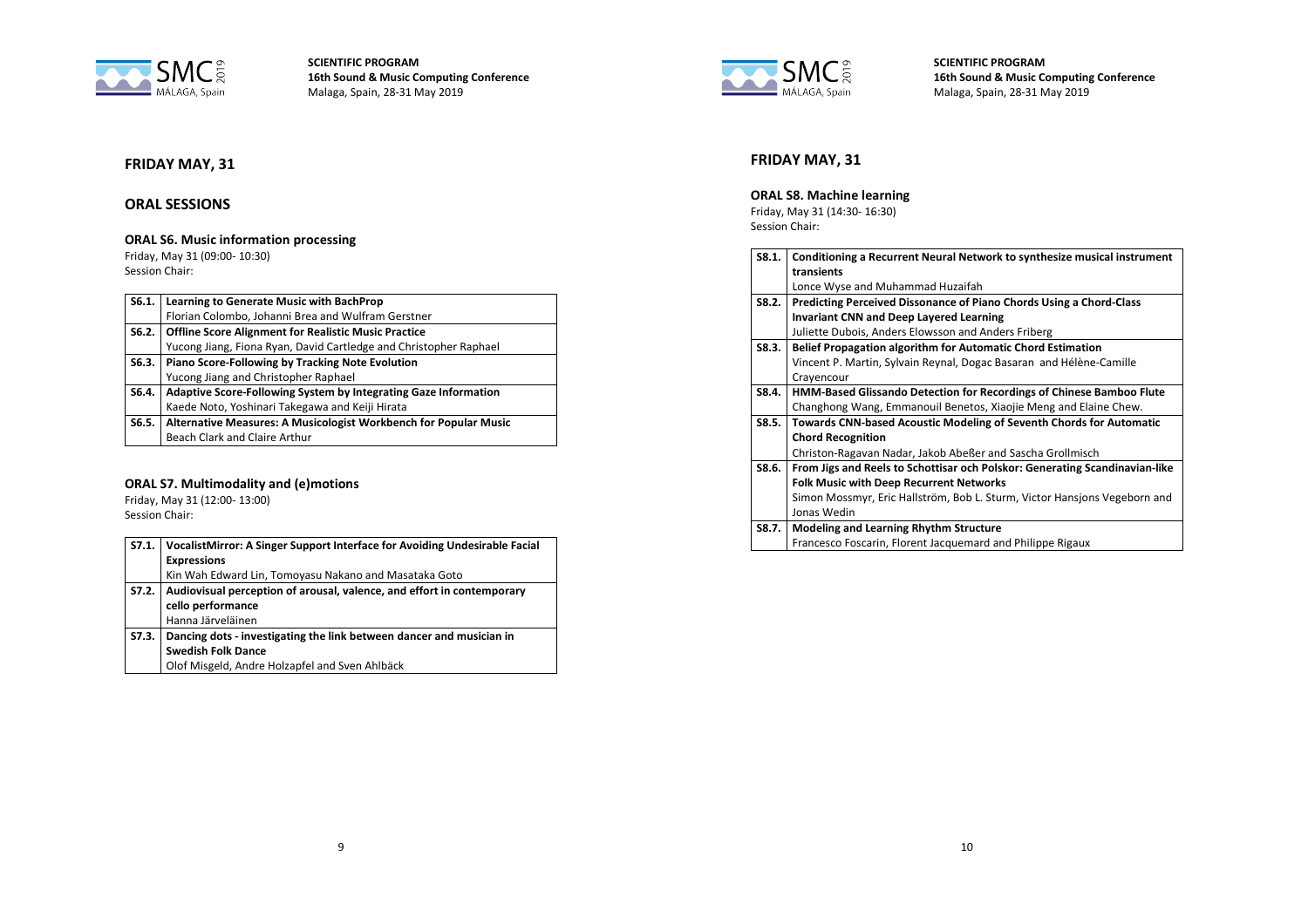## FRIDAY MAY, 31

### ORAL SESSIONS

#### ORAL S6. Music information processing

Friday, May 31 (09:00- 10:30)
Session Chair:

| S6.1. | **Learning to Generate Music with BachProp**<br>Florian Colombo, Johanni Brea and Wulfram Gerstner |
|---|---|
| S6.2. | **Offline Score Alignment for Realistic Music Practice**<br>Yucong Jiang, Fiona Ryan, David Cartledge and Christopher Raphael |
| S6.3. | **Piano Score-Following by Tracking Note Evolution**<br>Yucong Jiang and Christopher Raphael |
| S6.4. | **Adaptive Score-Following System by Integrating Gaze Information**<br>Kaede Noto, Yoshinari Takegawa and Keiji Hirata |
| S6.5. | **Alternative Measures: A Musicologist Workbench for Popular Music**<br>Beach Clark and Claire Arthur |

#### ORAL S7. Multimodality and (e)motions

Friday, May 31 (12:00- 13:00)
Session Chair:

| S7.1. | **VocalistMirror: A Singer Support Interface for Avoiding Undesirable Facial Expressions**<br>Kin Wah Edward Lin, Tomoyasu Nakano and Masataka Goto |
|---|---|
| S7.2. | **Audiovisual perception of arousal, valence, and effort in contemporary cello performance**<br>Hanna Järveläinen |
| S7.3. | **Dancing dots - investigating the link between dancer and musician in Swedish Folk Dance**<br>Olof Misgeld, Andre Holzapfel and Sven Ahlbäck |

## FRIDAY MAY, 31

#### ORAL S8. Machine learning

Friday, May 31 (14:30- 16:30)
Session Chair:

| S8.1. | **Conditioning a Recurrent Neural Network to synthesize musical instrument transients**<br>Lonce Wyse and Muhammad Huzaifah |
|---|---|
| S8.2. | **Predicting Perceived Dissonance of Piano Chords Using a Chord-Class Invariant CNN and Deep Layered Learning**<br>Juliette Dubois, Anders Elowsson and Anders Friberg |
| S8.3. | **Belief Propagation algorithm for Automatic Chord Estimation**<br>Vincent P. Martin, Sylvain Reynal, Dogac Basaran and Hélène-Camille Crayencour |
| S8.4. | **HMM-Based Glissando Detection for Recordings of Chinese Bamboo Flute**<br>Changhong Wang, Emmanouil Benetos, Xiaojie Meng and Elaine Chew. |
| S8.5. | **Towards CNN-based Acoustic Modeling of Seventh Chords for Automatic Chord Recognition**<br>Christon-Ragavan Nadar, Jakob Abeßer and Sascha Grollmisch |
| S8.6. | **From Jigs and Reels to Schottisar och Polskor: Generating Scandinavian-like Folk Music with Deep Recurrent Networks**<br>Simon Mossmyr, Eric Hallström, Bob L. Sturm, Victor Hansjons Vegeborn and Jonas Wedin |
| S8.7. | **Modeling and Learning Rhythm Structure**<br>Francesco Foscarin, Florent Jacquemard and Philippe Rigaux |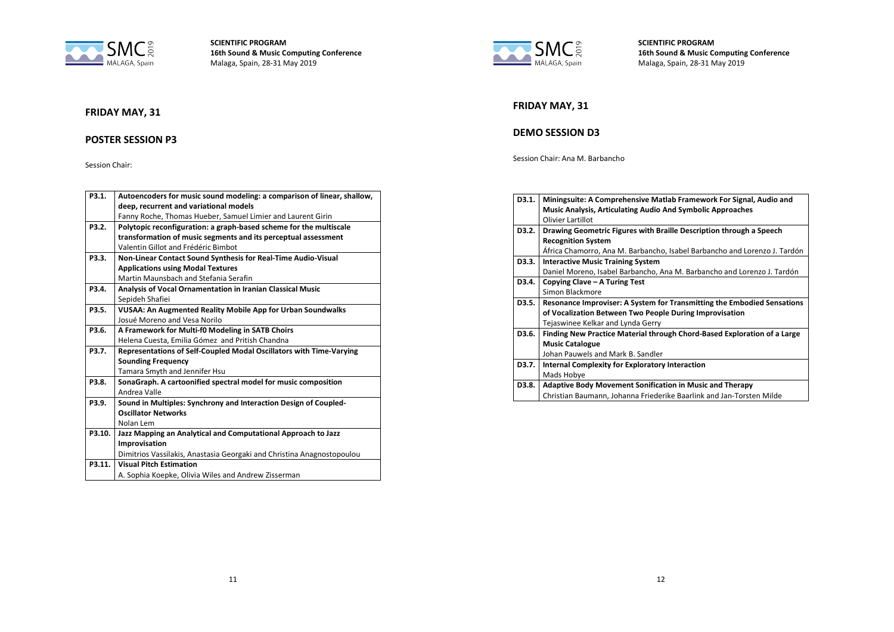## FRIDAY MAY, 31

## POSTER SESSION P3

Session Chair:

| | |
|---|---|
| P3.1. | **Autoencoders for music sound modeling: a comparison of linear, shallow, deep, recurrent and variational models**<br>Fanny Roche, Thomas Hueber, Samuel Limier and Laurent Girin |
| P3.2. | **Polytopic reconfiguration: a graph-based scheme for the multiscale transformation of music segments and its perceptual assessment**<br>Valentin Gillot and Frédéric Bimbot |
| P3.3. | **Non-Linear Contact Sound Synthesis for Real-Time Audio-Visual Applications using Modal Textures**<br>Martin Maunsbach and Stefania Serafin |
| P3.4. | **Analysis of Vocal Ornamentation in Iranian Classical Music**<br>Sepideh Shafiei |
| P3.5. | **VUSAA: An Augmented Reality Mobile App for Urban Soundwalks**<br>Josué Moreno and Vesa Norilo |
| P3.6. | **A Framework for Multi-f0 Modeling in SATB Choirs**<br>Helena Cuesta, Emilia Gómez and Pritish Chandna |
| P3.7. | **Representations of Self-Coupled Modal Oscillators with Time-Varying Sounding Frequency**<br>Tamara Smyth and Jennifer Hsu |
| P3.8. | **SonaGraph. A cartoonified spectral model for music composition**<br>Andrea Valle |
| P3.9. | **Sound in Multiples: Synchrony and Interaction Design of Coupled-Oscillator Networks**<br>Nolan Lem |
| P3.10. | **Jazz Mapping an Analytical and Computational Approach to Jazz Improvisation**<br>Dimitrios Vassilakis, Anastasia Georgaki and Christina Anagnostopoulou |
| P3.11. | **Visual Pitch Estimation**<br>A. Sophia Koepke, Olivia Wiles and Andrew Zisserman |

## FRIDAY MAY, 31

## DEMO SESSION D3

Session Chair: Ana M. Barbancho

| | |
|---|---|
| D3.1. | **Miningsuite: A Comprehensive Matlab Framework For Signal, Audio and Music Analysis, Articulating Audio And Symbolic Approaches**<br>Olivier Lartillot |
| D3.2. | **Drawing Geometric Figures with Braille Description through a Speech Recognition System**<br>África Chamorro, Ana M. Barbancho, Isabel Barbancho and Lorenzo J. Tardón |
| D3.3. | **Interactive Music Training System**<br>Daniel Moreno, Isabel Barbancho, Ana M. Barbancho and Lorenzo J. Tardón |
| D3.4. | **Copying Clave – A Turing Test**<br>Simon Blackmore |
| D3.5. | **Resonance Improviser: A System for Transmitting the Embodied Sensations of Vocalization Between Two People During Improvisation**<br>Tejaswinee Kelkar and Lynda Gerry |
| D3.6. | **Finding New Practice Material through Chord-Based Exploration of a Large Music Catalogue**<br>Johan Pauwels and Mark B. Sandler |
| D3.7. | **Internal Complexity for Exploratory Interaction**<br>Mads Hobye |
| D3.8. | **Adaptive Body Movement Sonification in Music and Therapy**<br>Christian Baumann, Johanna Friederike Baarlink and Jan-Torsten Milde |